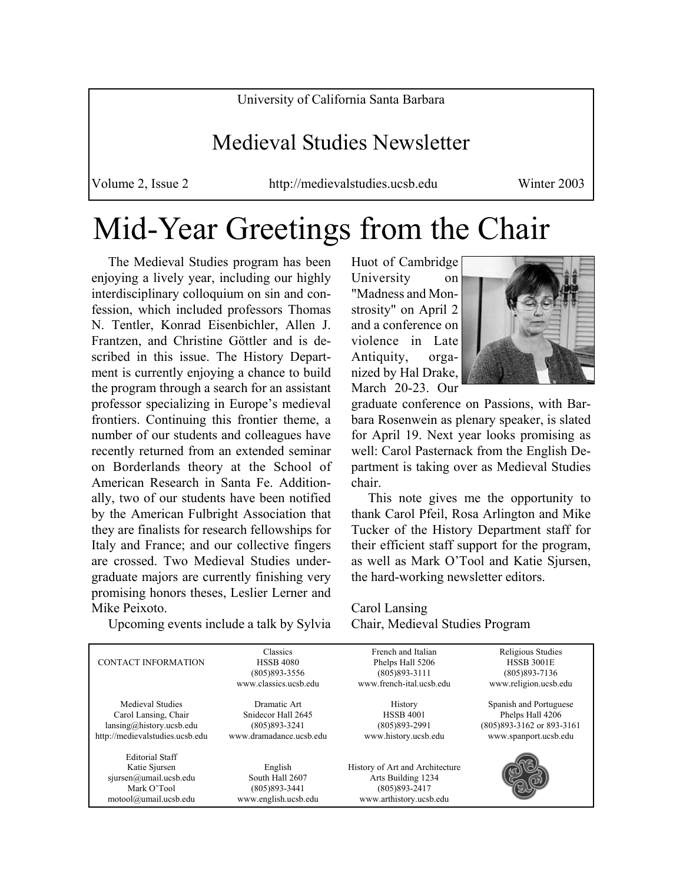University of California Santa Barbara

# Medieval Studies Newsletter

Volume 2, Issue 2 http://medievalstudies.ucsb.edu Winter 2003

# Mid-Year Greetings from the Chair

The Medieval Studies program has been enjoying a lively year, including our highly interdisciplinary colloquium on sin and confession, which included professors Thomas N. Tentler, Konrad Eisenbichler, Allen J. Frantzen, and Christine Göttler and is described in this issue. The History Department is currently enjoying a chance to build the program through a search for an assistant professor specializing in Europe's medieval frontiers. Continuing this frontier theme, a number of our students and colleagues have recently returned from an extended seminar on Borderlands theory at the School of American Research in Santa Fe. Additionally, two of our students have been notified by the American Fulbright Association that they are finalists for research fellowships for Italy and France; and our collective fingers are crossed. Two Medieval Studies undergraduate majors are currently finishing very promising honors theses, Leslier Lerner and Mike Peixoto.

Upcoming events include a talk by Sylvia Huot of Cambridge University on "Madness and Monstrosity" on April 2 and a conference on violence in Late Antiquity, organized by Hal Drake, March 20-23. Our graduate conference on Passions, with Barbara Rosenwein as plenary speaker, is slated for April 19. Next year looks promising as well: Carol Pasternack from the English Department is taking over as Medieval Studies chair.

This note gives me the opportunity to thank Carol Pfeil, Rosa Arlington and Mike Tucker of the History Department staff for their efficient staff support for the program, as well as Mark O'Tool and Katie Sjursen, the hard-working newsletter editors.

Carol Lansing
Chair, Medieval Studies Program

| CONTACT INFORMATION | Classics<br>HSSB 4080<br>(805)893-3556<br>www.classics.ucsb.edu | French and Italian<br>Phelps Hall 5206<br>(805)893-3111<br>www.french-ital.ucsb.edu | Religious Studies<br>HSSB 3001E<br>(805)893-7136<br>www.religion.ucsb.edu |
|---|---|---|---|
| Medieval Studies<br>Carol Lansing, Chair<br>lansing@history.ucsb.edu<br>http://medievalstudies.ucsb.edu | Dramatic Art<br>Snidecor Hall 2645<br>(805)893-3241<br>www.dramadance.ucsb.edu | History<br>HSSB 4001<br>(805)893-2991<br>www.history.ucsb.edu | Spanish and Portuguese<br>Phelps Hall 4206<br>(805)893-3162 or 893-3161<br>www.spanport.ucsb.edu |
| Editorial Staff<br>Katie Sjursen<br>sjursen@umail.ucsb.edu<br>Mark O'Tool<br>motool@umail.ucsb.edu | English<br>South Hall 2607<br>(805)893-3441<br>www.english.ucsb.edu | History of Art and Architecture<br>Arts Building 1234<br>(805)893-2417<br>www.arthistory.ucsb.edu | |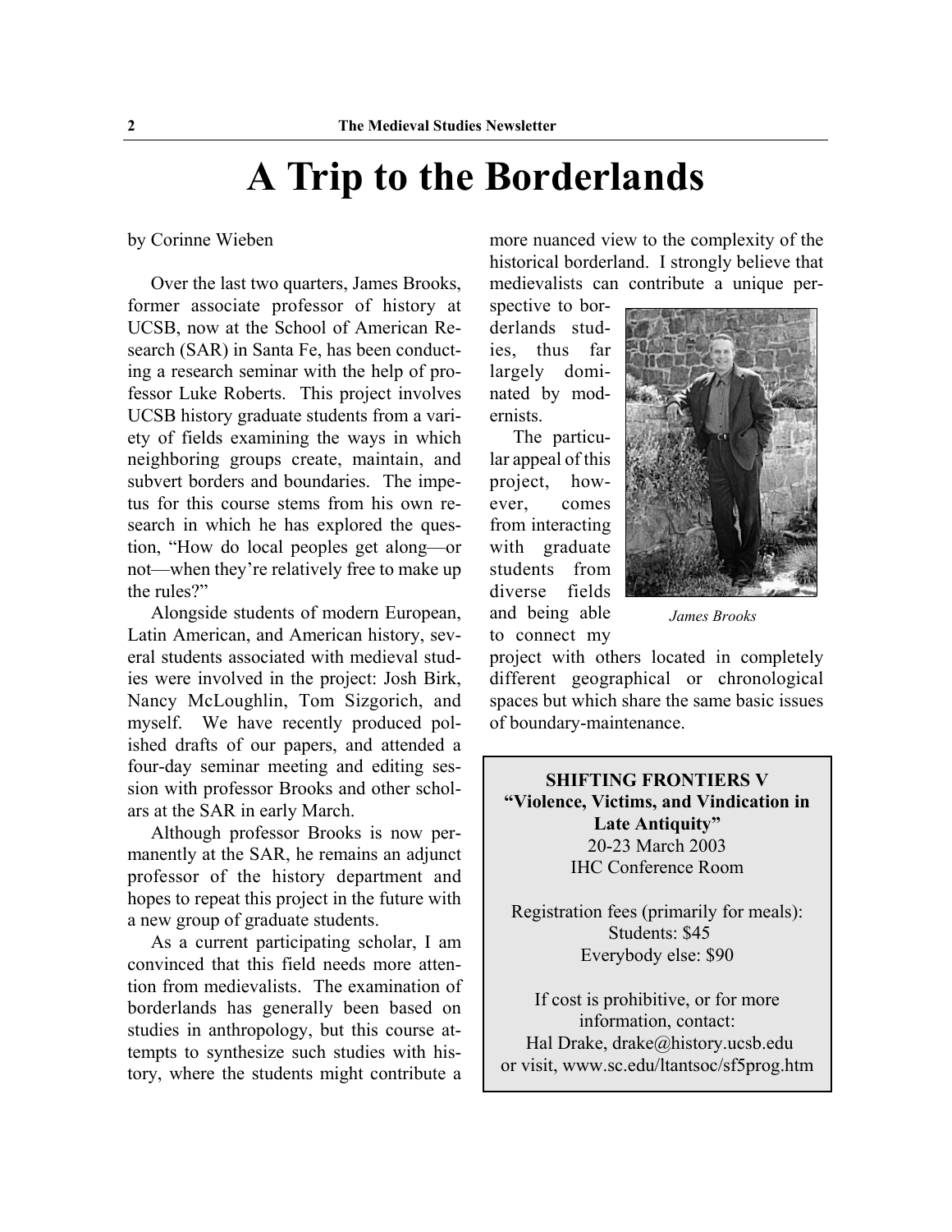# A Trip to the Borderlands

by Corinne Wieben

Over the last two quarters, James Brooks, former associate professor of history at UCSB, now at the School of American Research (SAR) in Santa Fe, has been conducting a research seminar with the help of professor Luke Roberts. This project involves UCSB history graduate students from a variety of fields examining the ways in which neighboring groups create, maintain, and subvert borders and boundaries. The impetus for this course stems from his own research in which he has explored the question, "How do local peoples get along—or not—when they're relatively free to make up the rules?"

Alongside students of modern European, Latin American, and American history, several students associated with medieval studies were involved in the project: Josh Birk, Nancy McLoughlin, Tom Sizgorich, and myself. We have recently produced polished drafts of our papers, and attended a four-day seminar meeting and editing session with professor Brooks and other scholars at the SAR in early March.

Although professor Brooks is now permanently at the SAR, he remains an adjunct professor of the history department and hopes to repeat this project in the future with a new group of graduate students.

As a current participating scholar, I am convinced that this field needs more attention from medievalists. The examination of borderlands has generally been based on studies in anthropology, but this course attempts to synthesize such studies with history, where the students might contribute a more nuanced view to the complexity of the historical borderland. I strongly believe that medievalists can contribute a unique perspective to borderlands studies, thus far largely dominated by modernists.

The particular appeal of this project, however, comes from interacting with graduate students from diverse fields and being able to connect my project with others located in completely different geographical or chronological spaces but which share the same basic issues of boundary-maintenance.

*James Brooks*

**SHIFTING FRONTIERS V**
**"Violence, Victims, and Vindication in Late Antiquity"**
20-23 March 2003
IHC Conference Room

Registration fees (primarily for meals):
Students: $45
Everybody else: $90

If cost is prohibitive, or for more information, contact:
Hal Drake, drake@history.ucsb.edu
or visit, www.sc.edu/ltantsoc/sf5prog.htm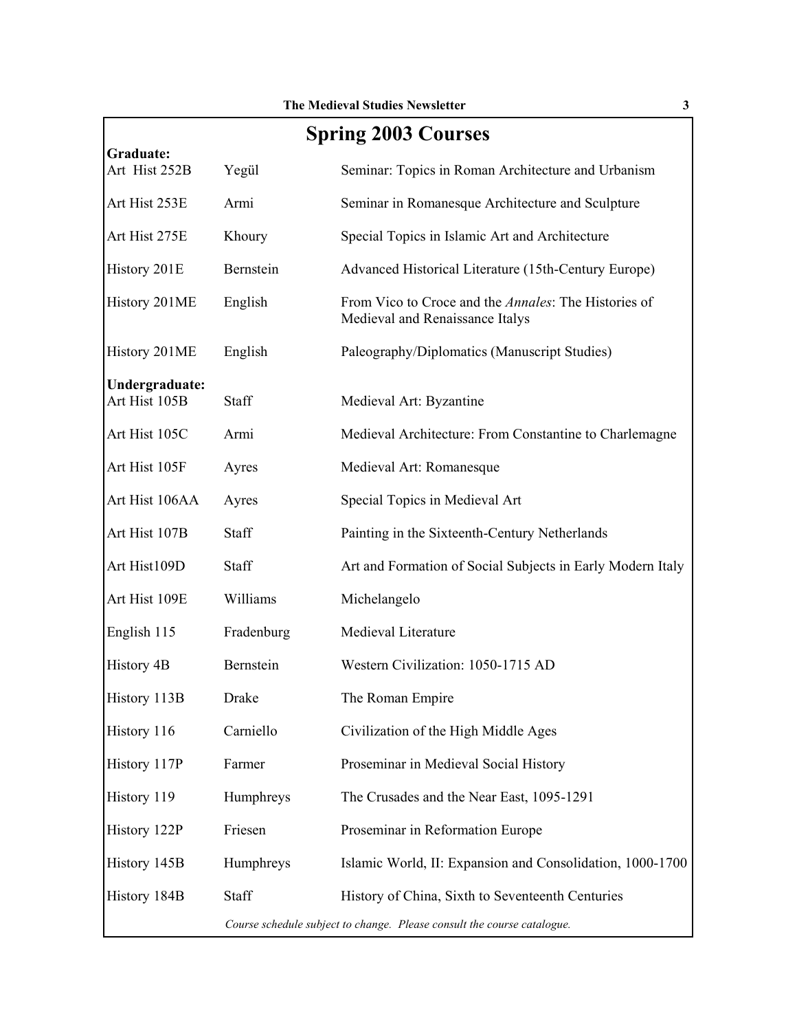# Spring 2003 Courses

**Graduate:**

| | | |
|---|---|---|
| Art Hist 252B | Yegül | Seminar: Topics in Roman Architecture and Urbanism |
| Art Hist 253E | Armi | Seminar in Romanesque Architecture and Sculpture |
| Art Hist 275E | Khoury | Special Topics in Islamic Art and Architecture |
| History 201E | Bernstein | Advanced Historical Literature (15th-Century Europe) |
| History 201ME | English | From Vico to Croce and the *Annales*: The Histories of Medieval and Renaissance Italys |
| History 201ME | English | Paleography/Diplomatics (Manuscript Studies) |

**Undergraduate:**

| | | |
|---|---|---|
| Art Hist 105B | Staff | Medieval Art: Byzantine |
| Art Hist 105C | Armi | Medieval Architecture: From Constantine to Charlemagne |
| Art Hist 105F | Ayres | Medieval Art: Romanesque |
| Art Hist 106AA | Ayres | Special Topics in Medieval Art |
| Art Hist 107B | Staff | Painting in the Sixteenth-Century Netherlands |
| Art Hist109D | Staff | Art and Formation of Social Subjects in Early Modern Italy |
| Art Hist 109E | Williams | Michelangelo |
| English 115 | Fradenburg | Medieval Literature |
| History 4B | Bernstein | Western Civilization: 1050-1715 AD |
| History 113B | Drake | The Roman Empire |
| History 116 | Carniello | Civilization of the High Middle Ages |
| History 117P | Farmer | Proseminar in Medieval Social History |
| History 119 | Humphreys | The Crusades and the Near East, 1095-1291 |
| History 122P | Friesen | Proseminar in Reformation Europe |
| History 145B | Humphreys | Islamic World, II: Expansion and Consolidation, 1000-1700 |
| History 184B | Staff | History of China, Sixth to Seventeenth Centuries |

*Course schedule subject to change. Please consult the course catalogue.*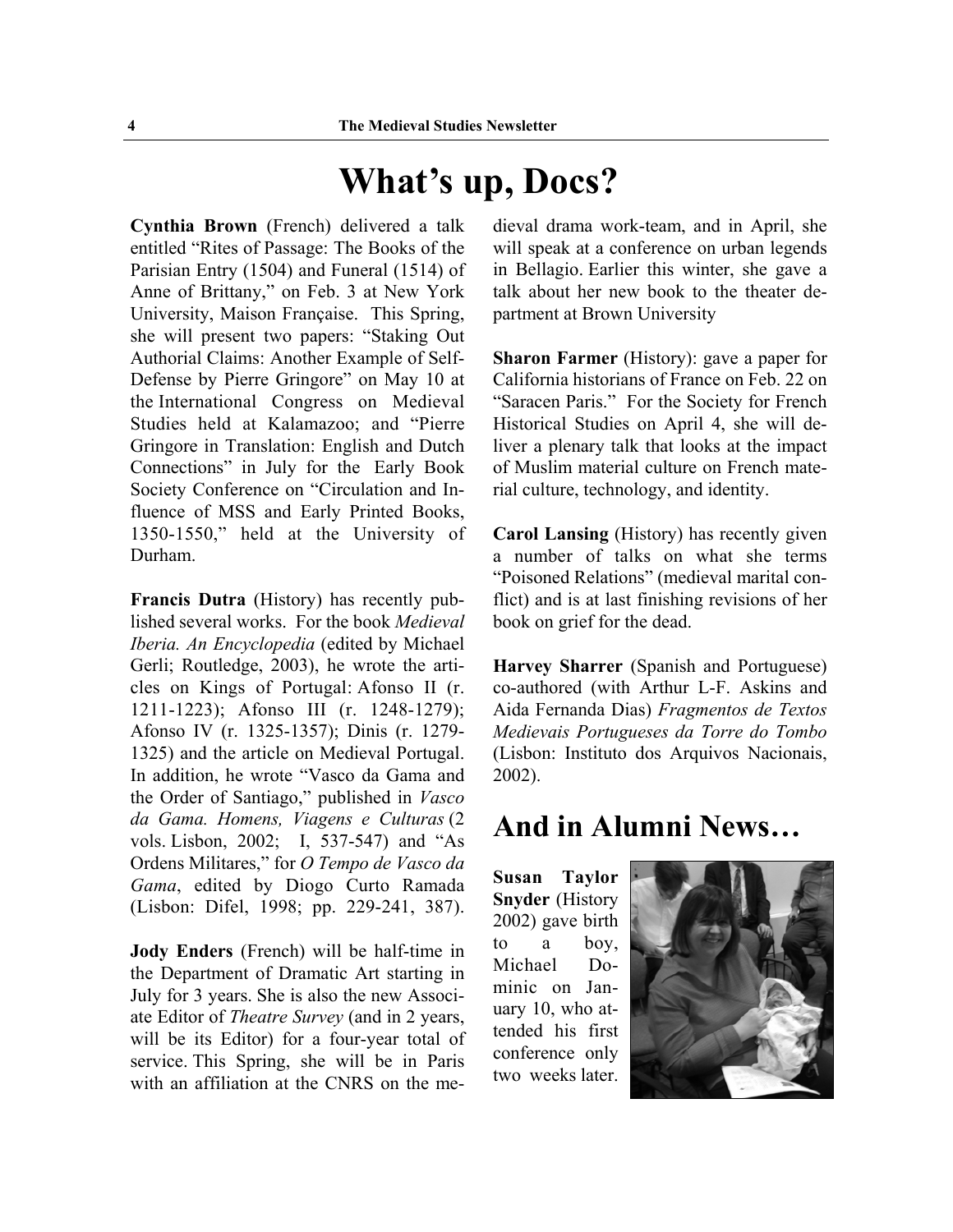# What's up, Docs?

**Cynthia Brown** (French) delivered a talk entitled "Rites of Passage: The Books of the Parisian Entry (1504) and Funeral (1514) of Anne of Brittany," on Feb. 3 at New York University, Maison Française. This Spring, she will present two papers: "Staking Out Authorial Claims: Another Example of Self-Defense by Pierre Gringore" on May 10 at the International Congress on Medieval Studies held at Kalamazoo; and "Pierre Gringore in Translation: English and Dutch Connections" in July for the Early Book Society Conference on "Circulation and Influence of MSS and Early Printed Books, 1350-1550," held at the University of Durham.

**Francis Dutra** (History) has recently published several works. For the book *Medieval Iberia. An Encyclopedia* (edited by Michael Gerli; Routledge, 2003), he wrote the articles on Kings of Portugal: Afonso II (r. 1211-1223); Afonso III (r. 1248-1279); Afonso IV (r. 1325-1357); Dinis (r. 1279-1325) and the article on Medieval Portugal. In addition, he wrote "Vasco da Gama and the Order of Santiago," published in *Vasco da Gama. Homens, Viagens e Culturas* (2 vols. Lisbon, 2002; I, 537-547) and "As Ordens Militares," for *O Tempo de Vasco da Gama*, edited by Diogo Curto Ramada (Lisbon: Difel, 1998; pp. 229-241, 387).

**Jody Enders** (French) will be half-time in the Department of Dramatic Art starting in July for 3 years. She is also the new Associate Editor of *Theatre Survey* (and in 2 years, will be its Editor) for a four-year total of service. This Spring, she will be in Paris with an affiliation at the CNRS on the medieval drama work-team, and in April, she will speak at a conference on urban legends in Bellagio. Earlier this winter, she gave a talk about her new book to the theater department at Brown University

**Sharon Farmer** (History): gave a paper for California historians of France on Feb. 22 on "Saracen Paris." For the Society for French Historical Studies on April 4, she will deliver a plenary talk that looks at the impact of Muslim material culture on French material culture, technology, and identity.

**Carol Lansing** (History) has recently given a number of talks on what she terms "Poisoned Relations" (medieval marital conflict) and is at last finishing revisions of her book on grief for the dead.

**Harvey Sharrer** (Spanish and Portuguese) co-authored (with Arthur L-F. Askins and Aida Fernanda Dias) *Fragmentos de Textos Medievais Portugueses da Torre do Tombo* (Lisbon: Instituto dos Arquivos Nacionais, 2002).

# And in Alumni News…

**Susan Taylor Snyder** (History 2002) gave birth to a boy, Michael Dominic on January 10, who attended his first conference only two weeks later.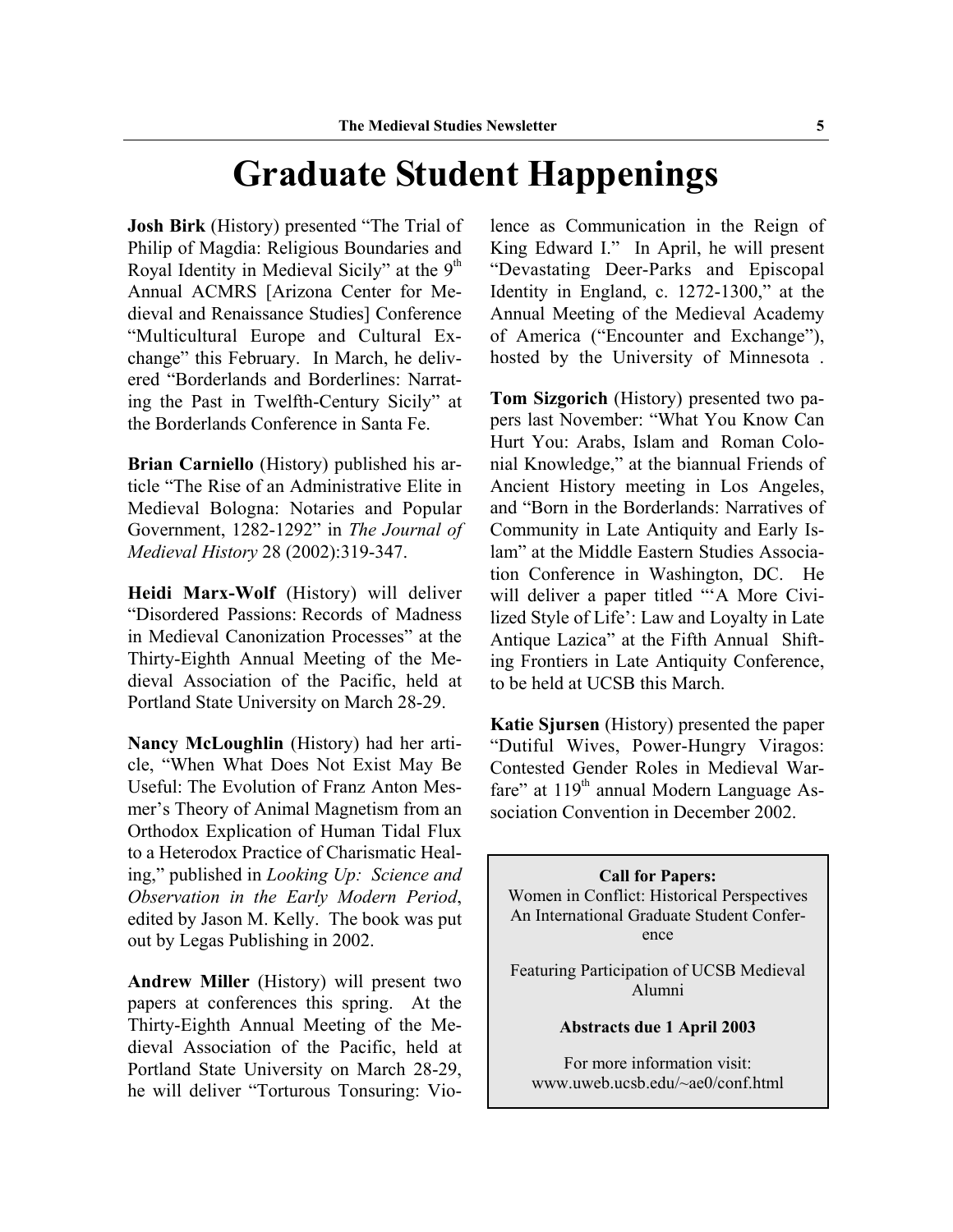# Graduate Student Happenings

**Josh Birk** (History) presented "The Trial of Philip of Magdia: Religious Boundaries and Royal Identity in Medieval Sicily" at the 9th Annual ACMRS [Arizona Center for Medieval and Renaissance Studies] Conference "Multicultural Europe and Cultural Exchange" this February. In March, he delivered "Borderlands and Borderlines: Narrating the Past in Twelfth-Century Sicily" at the Borderlands Conference in Santa Fe.

**Brian Carniello** (History) published his article "The Rise of an Administrative Elite in Medieval Bologna: Notaries and Popular Government, 1282-1292" in *The Journal of Medieval History* 28 (2002):319-347.

**Heidi Marx-Wolf** (History) will deliver "Disordered Passions: Records of Madness in Medieval Canonization Processes" at the Thirty-Eighth Annual Meeting of the Medieval Association of the Pacific, held at Portland State University on March 28-29.

**Nancy McLoughlin** (History) had her article, "When What Does Not Exist May Be Useful: The Evolution of Franz Anton Mesmer's Theory of Animal Magnetism from an Orthodox Explication of Human Tidal Flux to a Heterodox Practice of Charismatic Healing," published in *Looking Up: Science and Observation in the Early Modern Period*, edited by Jason M. Kelly. The book was put out by Legas Publishing in 2002.

**Andrew Miller** (History) will present two papers at conferences this spring. At the Thirty-Eighth Annual Meeting of the Medieval Association of the Pacific, held at Portland State University on March 28-29, he will deliver "Torturous Tonsuring: Violence as Communication in the Reign of King Edward I." In April, he will present "Devastating Deer-Parks and Episcopal Identity in England, c. 1272-1300," at the Annual Meeting of the Medieval Academy of America ("Encounter and Exchange"), hosted by the University of Minnesota .

**Tom Sizgorich** (History) presented two papers last November: "What You Know Can Hurt You: Arabs, Islam and Roman Colonial Knowledge," at the biannual Friends of Ancient History meeting in Los Angeles, and "Born in the Borderlands: Narratives of Community in Late Antiquity and Early Islam" at the Middle Eastern Studies Association Conference in Washington, DC. He will deliver a paper titled "'A More Civilized Style of Life': Law and Loyalty in Late Antique Lazica" at the Fifth Annual Shifting Frontiers in Late Antiquity Conference, to be held at UCSB this March.

**Katie Sjursen** (History) presented the paper "Dutiful Wives, Power-Hungry Viragos: Contested Gender Roles in Medieval Warfare" at 119th annual Modern Language Association Convention in December 2002.

**Call for Papers:**
Women in Conflict: Historical Perspectives
An International Graduate Student Conference

Featuring Participation of UCSB Medieval Alumni

**Abstracts due 1 April 2003**

For more information visit:
www.uweb.ucsb.edu/~ae0/conf.html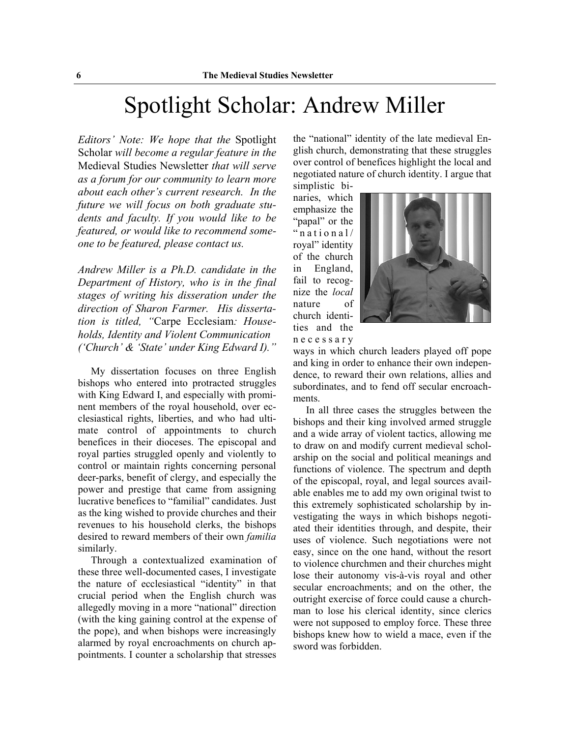# Spotlight Scholar: Andrew Miller

*Editors' Note: We hope that the* Spotlight Scholar *will become a regular feature in the* Medieval Studies Newsletter *that will serve as a forum for our community to learn more about each other's current research. In the future we will focus on both graduate students and faculty. If you would like to be featured, or would like to recommend someone to be featured, please contact us.*

*Andrew Miller is a Ph.D. candidate in the Department of History, who is in the final stages of writing his disseration under the direction of Sharon Farmer. His dissertation is titled, "*Carpe Ecclesiam*: Households, Identity and Violent Communication ('Church' & 'State' under King Edward I)."*

My dissertation focuses on three English bishops who entered into protracted struggles with King Edward I, and especially with prominent members of the royal household, over ecclesiastical rights, liberties, and who had ultimate control of appointments to church benefices in their dioceses. The episcopal and royal parties struggled openly and violently to control or maintain rights concerning personal deer-parks, benefit of clergy, and especially the power and prestige that came from assigning lucrative benefices to "familial" candidates. Just as the king wished to provide churches and their revenues to his household clerks, the bishops desired to reward members of their own *familia* similarly.

Through a contextualized examination of these three well-documented cases, I investigate the nature of ecclesiastical "identity" in that crucial period when the English church was allegedly moving in a more "national" direction (with the king gaining control at the expense of the pope), and when bishops were increasingly alarmed by royal encroachments on church appointments. I counter a scholarship that stresses the "national" identity of the late medieval English church, demonstrating that these struggles over control of benefices highlight the local and negotiated nature of church identity. I argue that simplistic binaries, which emphasize the "papal" or the "national/royal" identity of the church in England, fail to recognize the *local* nature of church identities and the necessary ways in which church leaders played off pope and king in order to enhance their own independence, to reward their own relations, allies and subordinates, and to fend off secular encroachments.

In all three cases the struggles between the bishops and their king involved armed struggle and a wide array of violent tactics, allowing me to draw on and modify current medieval scholarship on the social and political meanings and functions of violence. The spectrum and depth of the episcopal, royal, and legal sources available enables me to add my own original twist to this extremely sophisticated scholarship by investigating the ways in which bishops negotiated their identities through, and despite, their uses of violence. Such negotiations were not easy, since on the one hand, without the resort to violence churchmen and their churches might lose their autonomy vis-à-vis royal and other secular encroachments; and on the other, the outright exercise of force could cause a churchman to lose his clerical identity, since clerics were not supposed to employ force. These three bishops knew how to wield a mace, even if the sword was forbidden.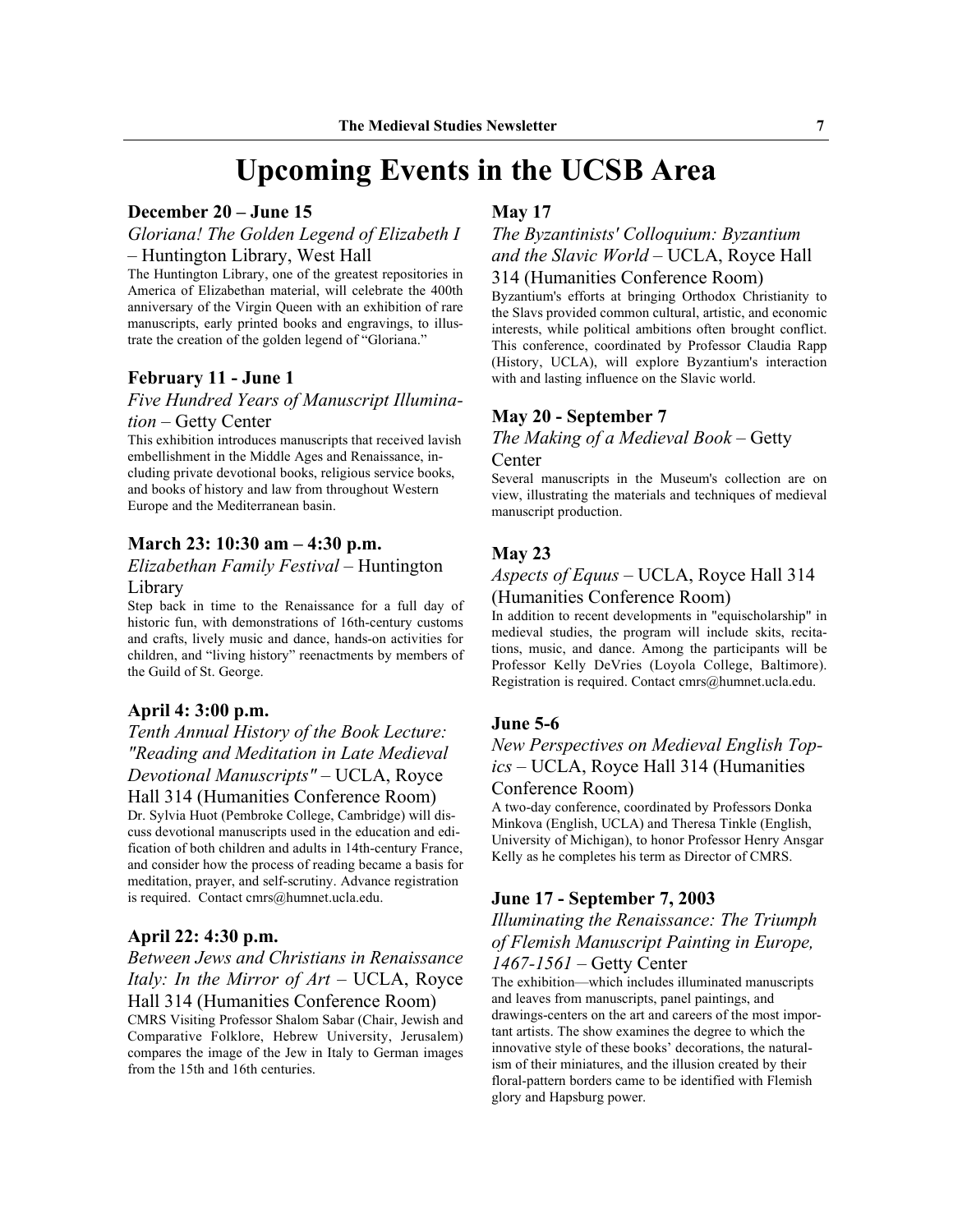# Upcoming Events in the UCSB Area

**December 20 – June 15**

*Gloriana! The Golden Legend of Elizabeth I* – Huntington Library, West Hall

The Huntington Library, one of the greatest repositories in America of Elizabethan material, will celebrate the 400th anniversary of the Virgin Queen with an exhibition of rare manuscripts, early printed books and engravings, to illustrate the creation of the golden legend of "Gloriana."

**February 11 - June 1**

*Five Hundred Years of Manuscript Illumination* – Getty Center

This exhibition introduces manuscripts that received lavish embellishment in the Middle Ages and Renaissance, including private devotional books, religious service books, and books of history and law from throughout Western Europe and the Mediterranean basin.

**March 23: 10:30 am – 4:30 p.m.**

*Elizabethan Family Festival* – Huntington Library

Step back in time to the Renaissance for a full day of historic fun, with demonstrations of 16th-century customs and crafts, lively music and dance, hands-on activities for children, and "living history" reenactments by members of the Guild of St. George.

**April 4: 3:00 p.m.**

*Tenth Annual History of the Book Lecture: "Reading and Meditation in Late Medieval Devotional Manuscripts"* – UCLA, Royce Hall 314 (Humanities Conference Room)

Dr. Sylvia Huot (Pembroke College, Cambridge) will discuss devotional manuscripts used in the education and edification of both children and adults in 14th-century France, and consider how the process of reading became a basis for meditation, prayer, and self-scrutiny. Advance registration is required. Contact cmrs@humnet.ucla.edu.

**April 22: 4:30 p.m.**

*Between Jews and Christians in Renaissance Italy: In the Mirror of Art* – UCLA, Royce Hall 314 (Humanities Conference Room)

CMRS Visiting Professor Shalom Sabar (Chair, Jewish and Comparative Folklore, Hebrew University, Jerusalem) compares the image of the Jew in Italy to German images from the 15th and 16th centuries.

**May 17**

*The Byzantinists' Colloquium: Byzantium and the Slavic World* – UCLA, Royce Hall 314 (Humanities Conference Room)

Byzantium's efforts at bringing Orthodox Christianity to the Slavs provided common cultural, artistic, and economic interests, while political ambitions often brought conflict. This conference, coordinated by Professor Claudia Rapp (History, UCLA), will explore Byzantium's interaction with and lasting influence on the Slavic world.

**May 20 - September 7**

*The Making of a Medieval Book* – Getty Center

Several manuscripts in the Museum's collection are on view, illustrating the materials and techniques of medieval manuscript production.

**May 23**

*Aspects of Equus* – UCLA, Royce Hall 314 (Humanities Conference Room)

In addition to recent developments in "equischolarship" in medieval studies, the program will include skits, recitations, music, and dance. Among the participants will be Professor Kelly DeVries (Loyola College, Baltimore). Registration is required. Contact cmrs@humnet.ucla.edu.

**June 5-6**

*New Perspectives on Medieval English Topics* – UCLA, Royce Hall 314 (Humanities Conference Room)

A two-day conference, coordinated by Professors Donka Minkova (English, UCLA) and Theresa Tinkle (English, University of Michigan), to honor Professor Henry Ansgar Kelly as he completes his term as Director of CMRS.

**June 17 - September 7, 2003**

*Illuminating the Renaissance: The Triumph of Flemish Manuscript Painting in Europe, 1467-1561* – Getty Center

The exhibition—which includes illuminated manuscripts and leaves from manuscripts, panel paintings, and drawings-centers on the art and careers of the most important artists. The show examines the degree to which the innovative style of these books' decorations, the naturalism of their miniatures, and the illusion created by their floral-pattern borders came to be identified with Flemish glory and Hapsburg power.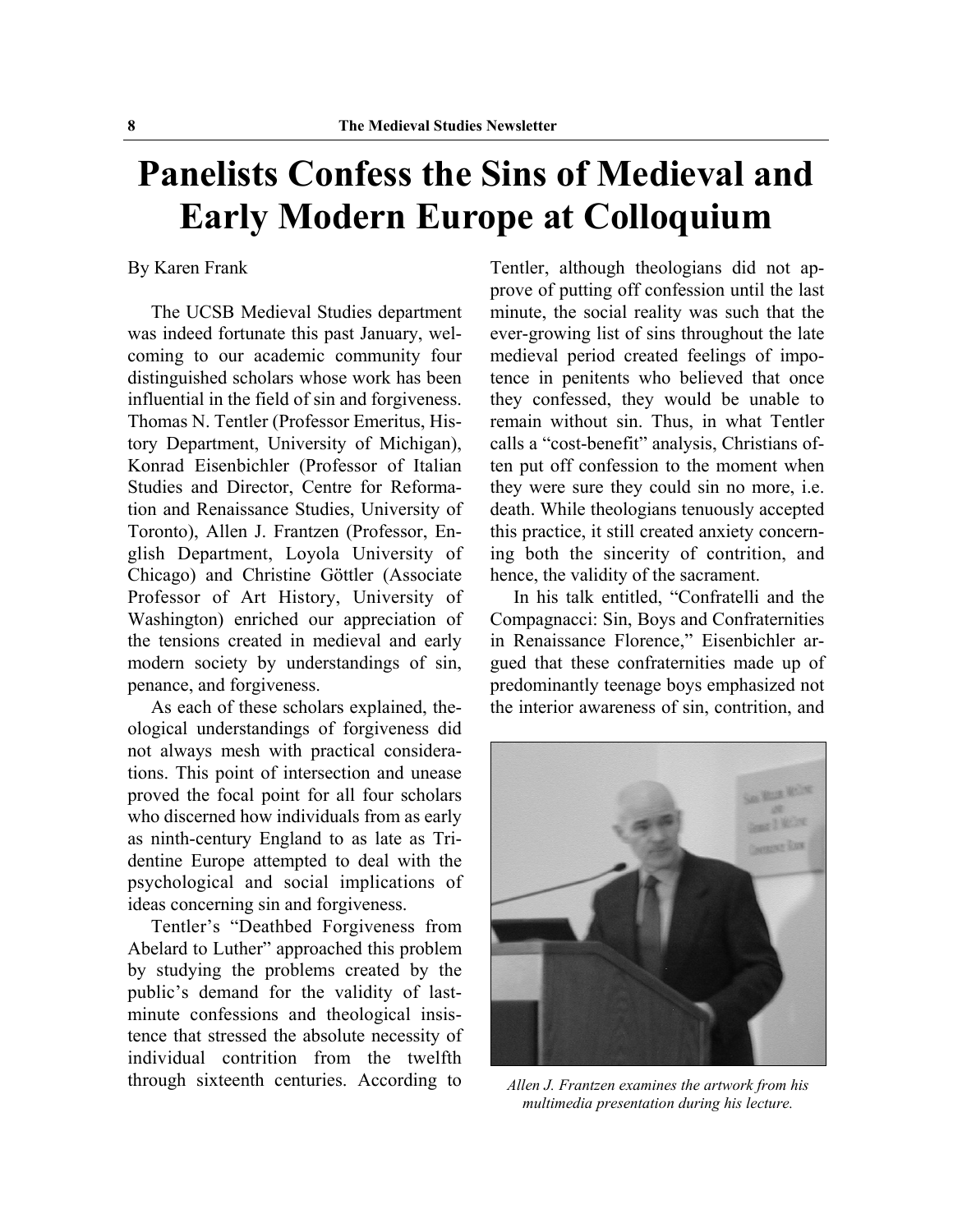# Panelists Confess the Sins of Medieval and Early Modern Europe at Colloquium

By Karen Frank

The UCSB Medieval Studies department was indeed fortunate this past January, welcoming to our academic community four distinguished scholars whose work has been influential in the field of sin and forgiveness. Thomas N. Tentler (Professor Emeritus, History Department, University of Michigan), Konrad Eisenbichler (Professor of Italian Studies and Director, Centre for Reformation and Renaissance Studies, University of Toronto), Allen J. Frantzen (Professor, English Department, Loyola University of Chicago) and Christine Göttler (Associate Professor of Art History, University of Washington) enriched our appreciation of the tensions created in medieval and early modern society by understandings of sin, penance, and forgiveness.

As each of these scholars explained, theological understandings of forgiveness did not always mesh with practical considerations. This point of intersection and unease proved the focal point for all four scholars who discerned how individuals from as early as ninth-century England to as late as Tridentine Europe attempted to deal with the psychological and social implications of ideas concerning sin and forgiveness.

Tentler's "Deathbed Forgiveness from Abelard to Luther" approached this problem by studying the problems created by the public's demand for the validity of last-minute confessions and theological insistence that stressed the absolute necessity of individual contrition from the twelfth through sixteenth centuries. According to Tentler, although theologians did not approve of putting off confession until the last minute, the social reality was such that the ever-growing list of sins throughout the late medieval period created feelings of impotence in penitents who believed that once they confessed, they would be unable to remain without sin. Thus, in what Tentler calls a "cost-benefit" analysis, Christians often put off confession to the moment when they were sure they could sin no more, i.e. death. While theologians tenuously accepted this practice, it still created anxiety concerning both the sincerity of contrition, and hence, the validity of the sacrament.

In his talk entitled, "Confratelli and the Compagnacci: Sin, Boys and Confraternities in Renaissance Florence," Eisenbichler argued that these confraternities made up of predominantly teenage boys emphasized not the interior awareness of sin, contrition, and

*Allen J. Frantzen examines the artwork from his multimedia presentation during his lecture.*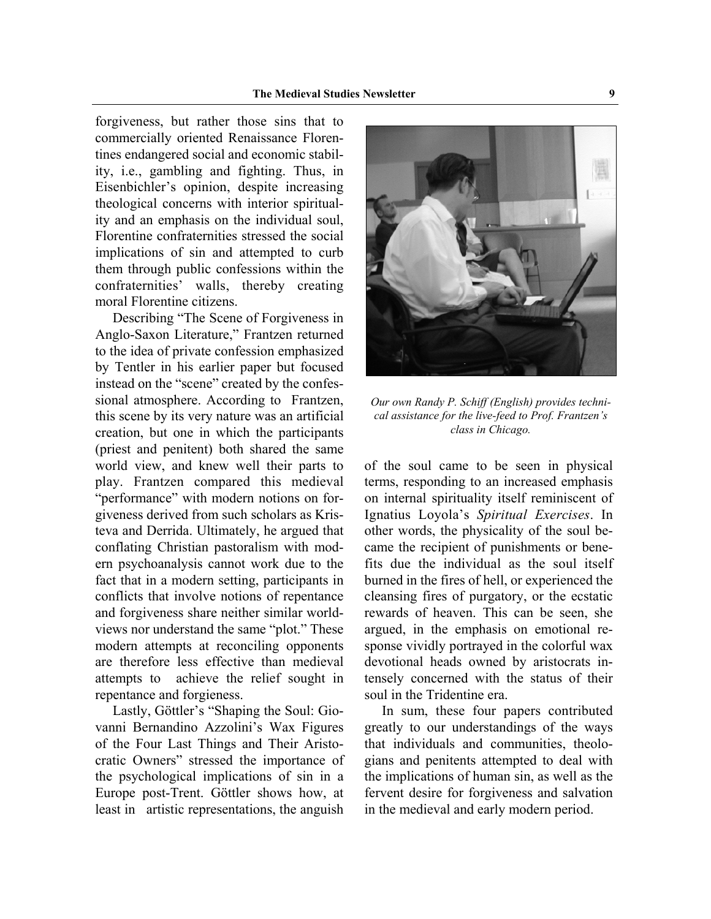forgiveness, but rather those sins that to commercially oriented Renaissance Florentines endangered social and economic stability, i.e., gambling and fighting. Thus, in Eisenbichler's opinion, despite increasing theological concerns with interior spirituality and an emphasis on the individual soul, Florentine confraternities stressed the social implications of sin and attempted to curb them through public confessions within the confraternities' walls, thereby creating moral Florentine citizens.

Describing "The Scene of Forgiveness in Anglo-Saxon Literature," Frantzen returned to the idea of private confession emphasized by Tentler in his earlier paper but focused instead on the "scene" created by the confessional atmosphere. According to Frantzen, this scene by its very nature was an artificial creation, but one in which the participants (priest and penitent) both shared the same world view, and knew well their parts to play. Frantzen compared this medieval "performance" with modern notions on forgiveness derived from such scholars as Kristeva and Derrida. Ultimately, he argued that conflating Christian pastoralism with modern psychoanalysis cannot work due to the fact that in a modern setting, participants in conflicts that involve notions of repentance and forgiveness share neither similar worldviews nor understand the same "plot." These modern attempts at reconciling opponents are therefore less effective than medieval attempts to achieve the relief sought in repentance and forgieness.

Lastly, Göttler's "Shaping the Soul: Giovanni Bernandino Azzolini's Wax Figures of the Four Last Things and Their Aristocratic Owners" stressed the importance of the psychological implications of sin in a Europe post-Trent. Göttler shows how, at least in artistic representations, the anguish of the soul came to be seen in physical terms, responding to an increased emphasis on internal spirituality itself reminiscent of Ignatius Loyola's *Spiritual Exercises*. In other words, the physicality of the soul became the recipient of punishments or benefits due the individual as the soul itself burned in the fires of hell, or experienced the cleansing fires of purgatory, or the ecstatic rewards of heaven. This can be seen, she argued, in the emphasis on emotional response vividly portrayed in the colorful wax devotional heads owned by aristocrats intensely concerned with the status of their soul in the Tridentine era.

*Our own Randy P. Schiff (English) provides technical assistance for the live-feed to Prof. Frantzen's class in Chicago.*

In sum, these four papers contributed greatly to our understandings of the ways that individuals and communities, theologians and penitents attempted to deal with the implications of human sin, as well as the fervent desire for forgiveness and salvation in the medieval and early modern period.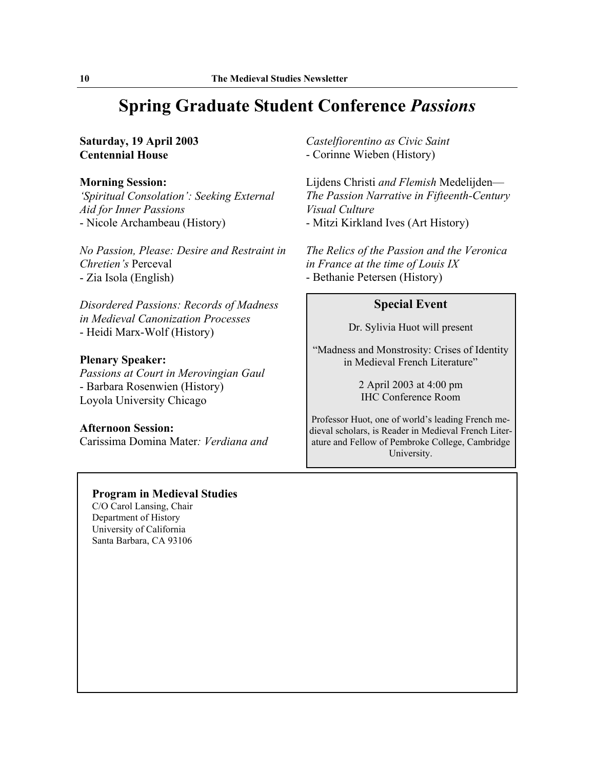# Spring Graduate Student Conference *Passions*

**Saturday, 19 April 2003**
**Centennial House**

**Morning Session:**
*'Spiritual Consolation': Seeking External Aid for Inner Passions*
- Nicole Archambeau (History)

*No Passion, Please: Desire and Restraint in Chretien's* Perceval
- Zia Isola (English)

*Disordered Passions: Records of Madness in Medieval Canonization Processes*
- Heidi Marx-Wolf (History)

**Plenary Speaker:**
*Passions at Court in Merovingian Gaul*
- Barbara Rosenwien (History)
Loyola University Chicago

**Afternoon Session:**
Carissima Domina Mater*: Verdiana and Castelfiorentino as Civic Saint*
- Corinne Wieben (History)

Lijdens Christi *and Flemish* Medelijden—*The Passion Narrative in Fifteenth-Century Visual Culture*
- Mitzi Kirkland Ives (Art History)

*The Relics of the Passion and the Veronica in France at the time of Louis IX*
- Bethanie Petersen (History)

### Special Event

Dr. Sylivia Huot will present

"Madness and Monstrosity: Crises of Identity in Medieval French Literature"

2 April 2003 at 4:00 pm
IHC Conference Room

Professor Huot, one of world's leading French medieval scholars, is Reader in Medieval French Literature and Fellow of Pembroke College, Cambridge University.

**Program in Medieval Studies**
C/O Carol Lansing, Chair
Department of History
University of California
Santa Barbara, CA 93106